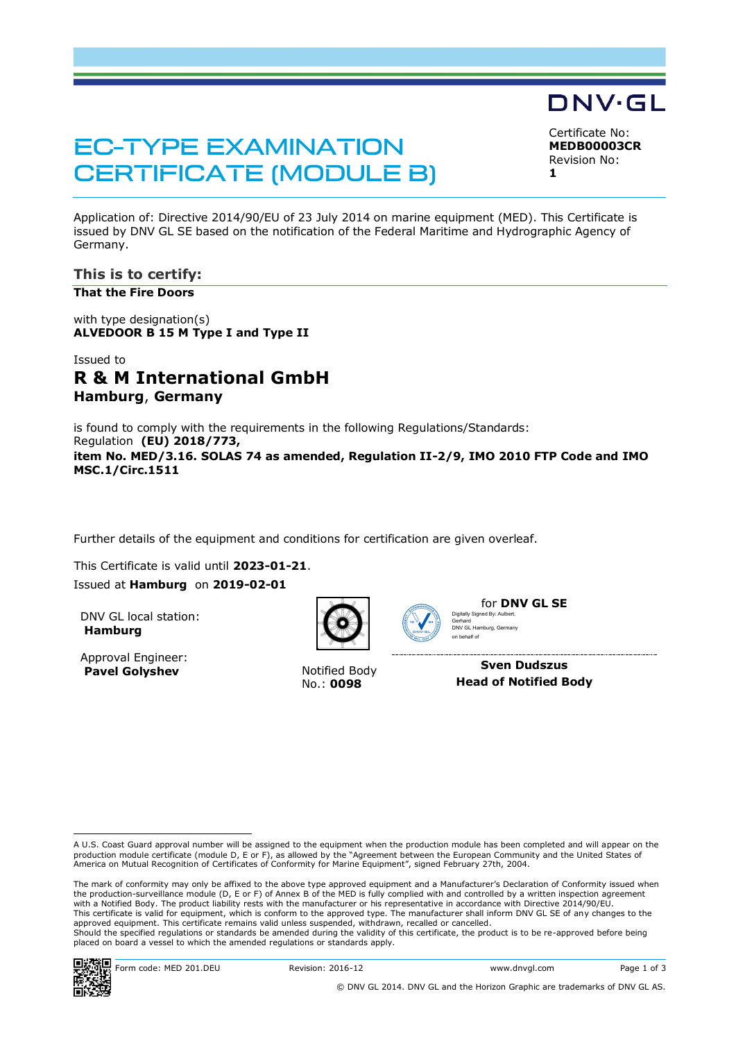DNV·GL

# EC-TYPE EXAMINATION CERTIFICATE (MODULE B)

Certificate No:
**MEDB00003CR**
Revision No:
**1**

Application of: Directive 2014/90/EU of 23 July 2014 on marine equipment (MED). This Certificate is issued by DNV GL SE based on the notification of the Federal Maritime and Hydrographic Agency of Germany.

## This is to certify:

**That the Fire Doors**

with type designation(s)
**ALVEDOOR B 15 M Type I and Type II**

Issued to
### R & M International GmbH
**Hamburg**, **Germany**

is found to comply with the requirements in the following Regulations/Standards:
Regulation **(EU) 2018/773,**
**item No. MED/3.16. SOLAS 74 as amended, Regulation II-2/9, IMO 2010 FTP Code and IMO MSC.1/Circ.1511**

Further details of the equipment and conditions for certification are given overleaf.

This Certificate is valid until **2023-01-21**.
Issued at **Hamburg** on **2019-02-01**

DNV GL local station:
**Hamburg**

Approval Engineer:
**Pavel Golyshev**

Notified Body
No.: **0098**

for **DNV GL SE**

Digitally Signed By: Aulbert, Gerhard
DNV GL Hamburg, Germany
on behalf of

**Sven Dudszus**
**Head of Notified Body**

---

A U.S. Coast Guard approval number will be assigned to the equipment when the production module has been completed and will appear on the production module certificate (module D, E or F), as allowed by the "Agreement between the European Community and the United States of America on Mutual Recognition of Certificates of Conformity for Marine Equipment", signed February 27th, 2004.

The mark of conformity may only be affixed to the above type approved equipment and a Manufacturer's Declaration of Conformity issued when the production-surveillance module (D, E or F) of Annex B of the MED is fully complied with and controlled by a written inspection agreement with a Notified Body. The product liability rests with the manufacturer or his representative in accordance with Directive 2014/90/EU.
This certificate is valid for equipment, which is conform to the approved type. The manufacturer shall inform DNV GL SE of any changes to the approved equipment. This certificate remains valid unless suspended, withdrawn, recalled or cancelled.
Should the specified regulations or standards be amended during the validity of this certificate, the product is to be re-approved before being placed on board a vessel to which the amended regulations or standards apply.

Form code: MED 201.DEU Revision: 2016-12 www.dnvgl.com

© DNV GL 2014. DNV GL and the Horizon Graphic are trademarks of DNV GL AS.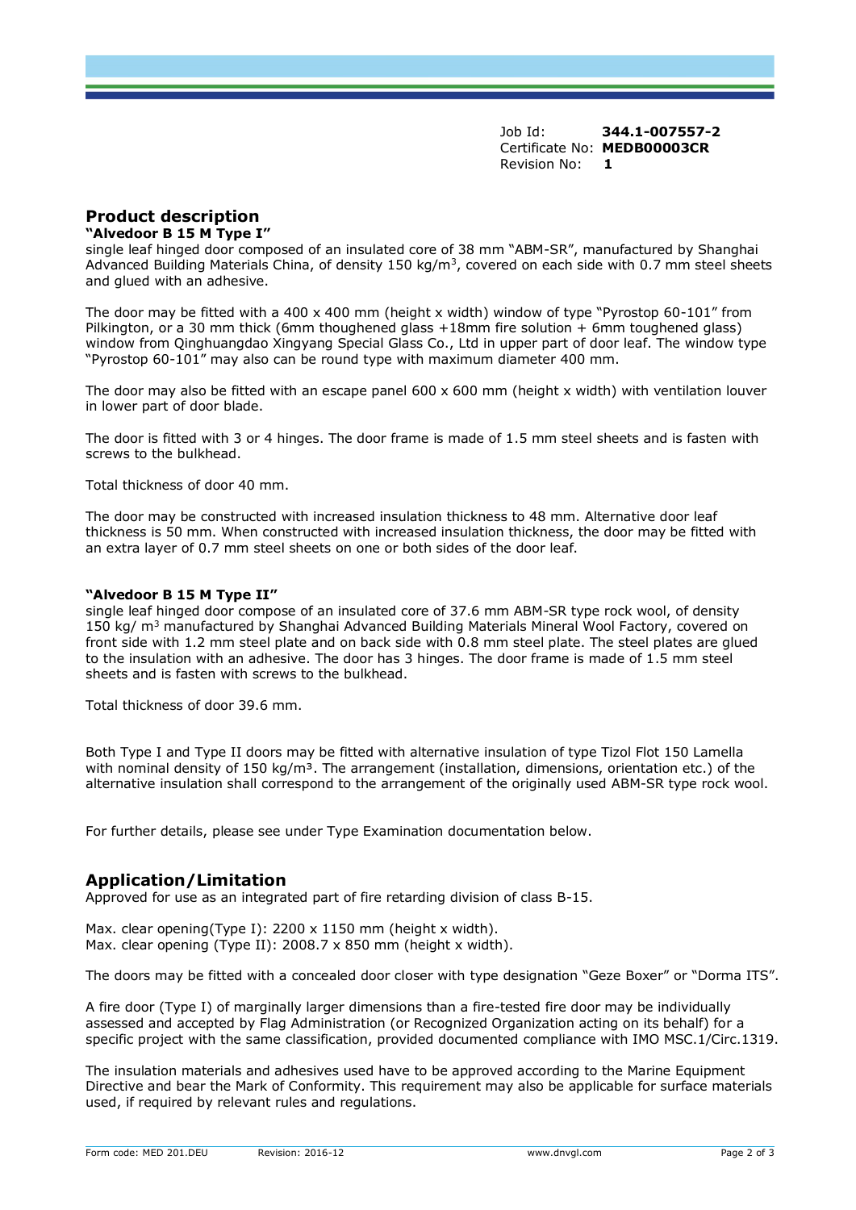Job Id: **344.1-007557-2**
Certificate No: **MEDB00003CR**
Revision No: **1**

## Product description

**"Alvedoor B 15 M Type I"**
single leaf hinged door composed of an insulated core of 38 mm "ABM-SR", manufactured by Shanghai Advanced Building Materials China, of density 150 kg/m$^3$, covered on each side with 0.7 mm steel sheets and glued with an adhesive.

The door may be fitted with a 400 x 400 mm (height x width) window of type "Pyrostop 60-101" from Pilkington, or a 30 mm thick (6mm thoughened glass +18mm fire solution + 6mm toughened glass) window from Qinghuangdao Xingyang Special Glass Co., Ltd in upper part of door leaf. The window type "Pyrostop 60-101" may also can be round type with maximum diameter 400 mm.

The door may also be fitted with an escape panel 600 x 600 mm (height x width) with ventilation louver in lower part of door blade.

The door is fitted with 3 or 4 hinges. The door frame is made of 1.5 mm steel sheets and is fasten with screws to the bulkhead.

Total thickness of door 40 mm.

The door may be constructed with increased insulation thickness to 48 mm. Alternative door leaf thickness is 50 mm. When constructed with increased insulation thickness, the door may be fitted with an extra layer of 0.7 mm steel sheets on one or both sides of the door leaf.

**"Alvedoor B 15 M Type II"**
single leaf hinged door compose of an insulated core of 37.6 mm ABM-SR type rock wool, of density 150 kg/ m$^3$ manufactured by Shanghai Advanced Building Materials Mineral Wool Factory, covered on front side with 1.2 mm steel plate and on back side with 0.8 mm steel plate. The steel plates are glued to the insulation with an adhesive. The door has 3 hinges. The door frame is made of 1.5 mm steel sheets and is fasten with screws to the bulkhead.

Total thickness of door 39.6 mm.

Both Type I and Type II doors may be fitted with alternative insulation of type Tizol Flot 150 Lamella with nominal density of 150 kg/m$^3$. The arrangement (installation, dimensions, orientation etc.) of the alternative insulation shall correspond to the arrangement of the originally used ABM-SR type rock wool.

For further details, please see under Type Examination documentation below.

## Application/Limitation

Approved for use as an integrated part of fire retarding division of class B-15.

Max. clear opening(Type I): 2200 x 1150 mm (height x width).
Max. clear opening (Type II): 2008.7 x 850 mm (height x width).

The doors may be fitted with a concealed door closer with type designation "Geze Boxer" or "Dorma ITS".

A fire door (Type I) of marginally larger dimensions than a fire-tested fire door may be individually assessed and accepted by Flag Administration (or Recognized Organization acting on its behalf) for a specific project with the same classification, provided documented compliance with IMO MSC.1/Circ.1319.

The insulation materials and adhesives used have to be approved according to the Marine Equipment Directive and bear the Mark of Conformity. This requirement may also be applicable for surface materials used, if required by relevant rules and regulations.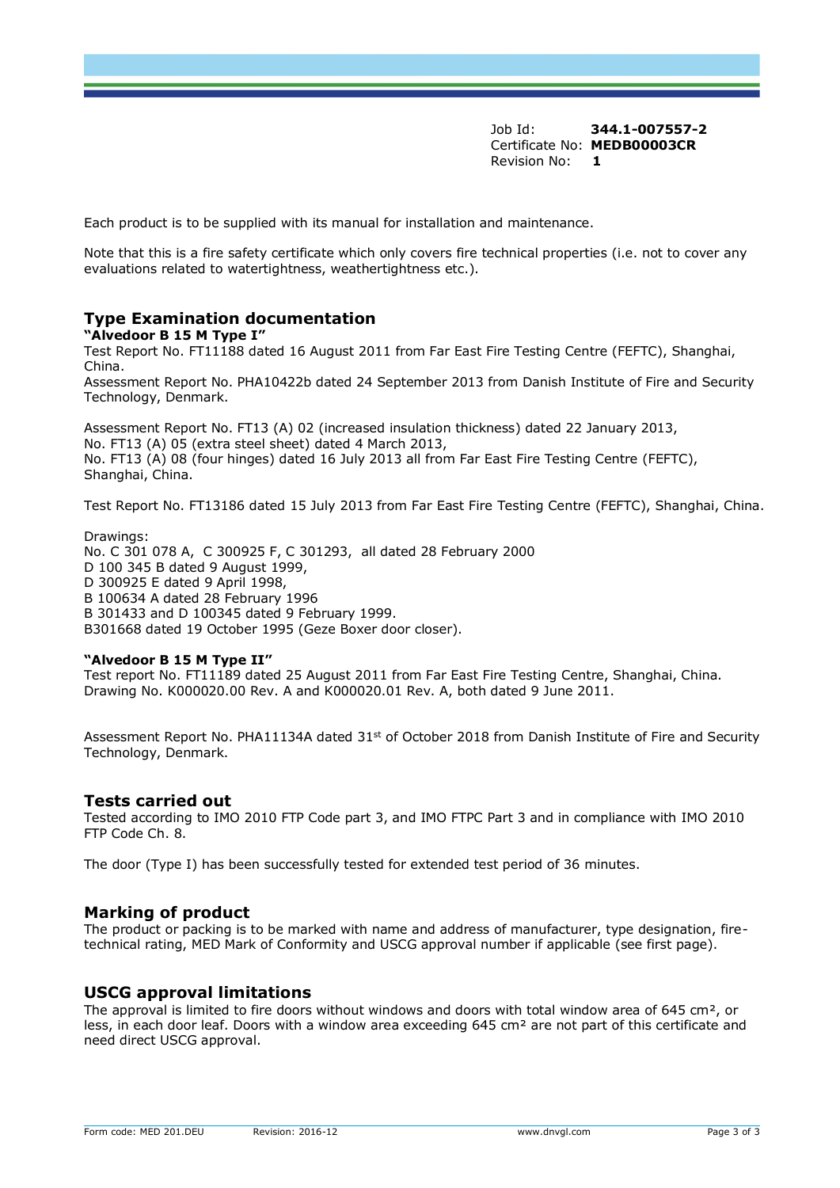Job Id: **344.1-007557-2**
Certificate No: **MEDB00003CR**
Revision No: **1**

Each product is to be supplied with its manual for installation and maintenance.

Note that this is a fire safety certificate which only covers fire technical properties (i.e. not to cover any evaluations related to watertightness, weathertightness etc.).

## Type Examination documentation

**"Alvedoor B 15 M Type I"**

Test Report No. FT11188 dated 16 August 2011 from Far East Fire Testing Centre (FEFTC), Shanghai, China.
Assessment Report No. PHA10422b dated 24 September 2013 from Danish Institute of Fire and Security Technology, Denmark.

Assessment Report No. FT13 (A) 02 (increased insulation thickness) dated 22 January 2013,
No. FT13 (A) 05 (extra steel sheet) dated 4 March 2013,
No. FT13 (A) 08 (four hinges) dated 16 July 2013 all from Far East Fire Testing Centre (FEFTC), Shanghai, China.

Test Report No. FT13186 dated 15 July 2013 from Far East Fire Testing Centre (FEFTC), Shanghai, China.

Drawings:
No. C 301 078 A, C 300925 F, C 301293, all dated 28 February 2000
D 100 345 B dated 9 August 1999,
D 300925 E dated 9 April 1998,
B 100634 A dated 28 February 1996
B 301433 and D 100345 dated 9 February 1999.
B301668 dated 19 October 1995 (Geze Boxer door closer).

**"Alvedoor B 15 M Type II"**

Test report No. FT11189 dated 25 August 2011 from Far East Fire Testing Centre, Shanghai, China.
Drawing No. K000020.00 Rev. A and K000020.01 Rev. A, both dated 9 June 2011.

Assessment Report No. PHA11134A dated 31st of October 2018 from Danish Institute of Fire and Security Technology, Denmark.

## Tests carried out

Tested according to IMO 2010 FTP Code part 3, and IMO FTPC Part 3 and in compliance with IMO 2010 FTP Code Ch. 8.

The door (Type I) has been successfully tested for extended test period of 36 minutes.

## Marking of product

The product or packing is to be marked with name and address of manufacturer, type designation, fire-technical rating, MED Mark of Conformity and USCG approval number if applicable (see first page).

## USCG approval limitations

The approval is limited to fire doors without windows and doors with total window area of 645 cm², or less, in each door leaf. Doors with a window area exceeding 645 cm² are not part of this certificate and need direct USCG approval.